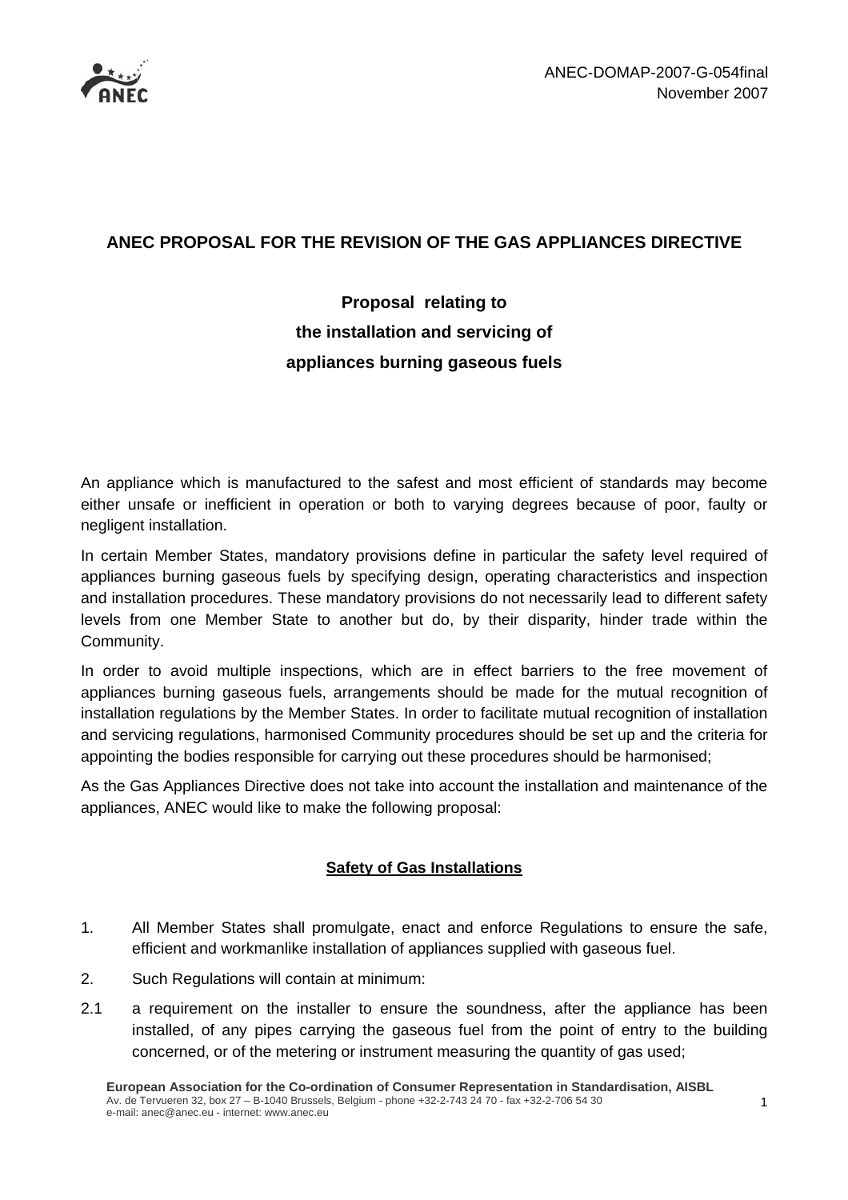ANEC-DOMAP-2007-G-054final
November 2007

# ANEC PROPOSAL FOR THE REVISION OF THE GAS APPLIANCES DIRECTIVE

## Proposal relating to the installation and servicing of appliances burning gaseous fuels

An appliance which is manufactured to the safest and most efficient of standards may become either unsafe or inefficient in operation or both to varying degrees because of poor, faulty or negligent installation.

In certain Member States, mandatory provisions define in particular the safety level required of appliances burning gaseous fuels by specifying design, operating characteristics and inspection and installation procedures. These mandatory provisions do not necessarily lead to different safety levels from one Member State to another but do, by their disparity, hinder trade within the Community.

In order to avoid multiple inspections, which are in effect barriers to the free movement of appliances burning gaseous fuels, arrangements should be made for the mutual recognition of installation regulations by the Member States. In order to facilitate mutual recognition of installation and servicing regulations, harmonised Community procedures should be set up and the criteria for appointing the bodies responsible for carrying out these procedures should be harmonised;

As the Gas Appliances Directive does not take into account the installation and maintenance of the appliances, ANEC would like to make the following proposal:

### Safety of Gas Installations

1. All Member States shall promulgate, enact and enforce Regulations to ensure the safe, efficient and workmanlike installation of appliances supplied with gaseous fuel.

2. Such Regulations will contain at minimum:

2.1 a requirement on the installer to ensure the soundness, after the appliance has been installed, of any pipes carrying the gaseous fuel from the point of entry to the building concerned, or of the metering or instrument measuring the quantity of gas used;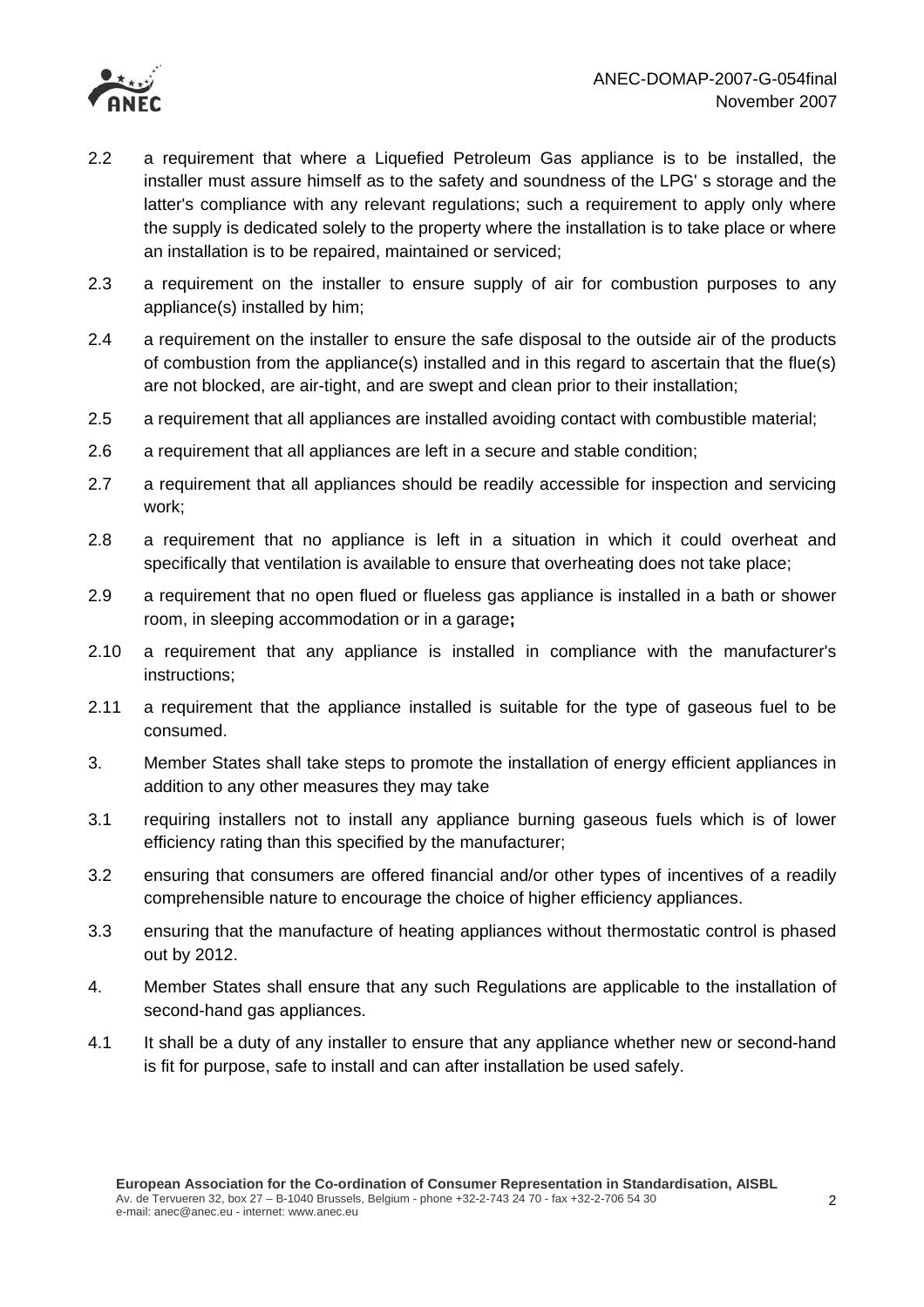2.2 a requirement that where a Liquefied Petroleum Gas appliance is to be installed, the installer must assure himself as to the safety and soundness of the LPG' s storage and the latter's compliance with any relevant regulations; such a requirement to apply only where the supply is dedicated solely to the property where the installation is to take place or where an installation is to be repaired, maintained or serviced;

2.3 a requirement on the installer to ensure supply of air for combustion purposes to any appliance(s) installed by him;

2.4 a requirement on the installer to ensure the safe disposal to the outside air of the products of combustion from the appliance(s) installed and in this regard to ascertain that the flue(s) are not blocked, are air-tight, and are swept and clean prior to their installation;

2.5 a requirement that all appliances are installed avoiding contact with combustible material;

2.6 a requirement that all appliances are left in a secure and stable condition;

2.7 a requirement that all appliances should be readily accessible for inspection and servicing work;

2.8 a requirement that no appliance is left in a situation in which it could overheat and specifically that ventilation is available to ensure that overheating does not take place;

2.9 a requirement that no open flued or flueless gas appliance is installed in a bath or shower room, in sleeping accommodation or in a garage**;**

2.10 a requirement that any appliance is installed in compliance with the manufacturer's instructions;

2.11 a requirement that the appliance installed is suitable for the type of gaseous fuel to be consumed.

3. Member States shall take steps to promote the installation of energy efficient appliances in addition to any other measures they may take

3.1 requiring installers not to install any appliance burning gaseous fuels which is of lower efficiency rating than this specified by the manufacturer;

3.2 ensuring that consumers are offered financial and/or other types of incentives of a readily comprehensible nature to encourage the choice of higher efficiency appliances.

3.3 ensuring that the manufacture of heating appliances without thermostatic control is phased out by 2012.

4. Member States shall ensure that any such Regulations are applicable to the installation of second-hand gas appliances.

4.1 It shall be a duty of any installer to ensure that any appliance whether new or second-hand is fit for purpose, safe to install and can after installation be used safely.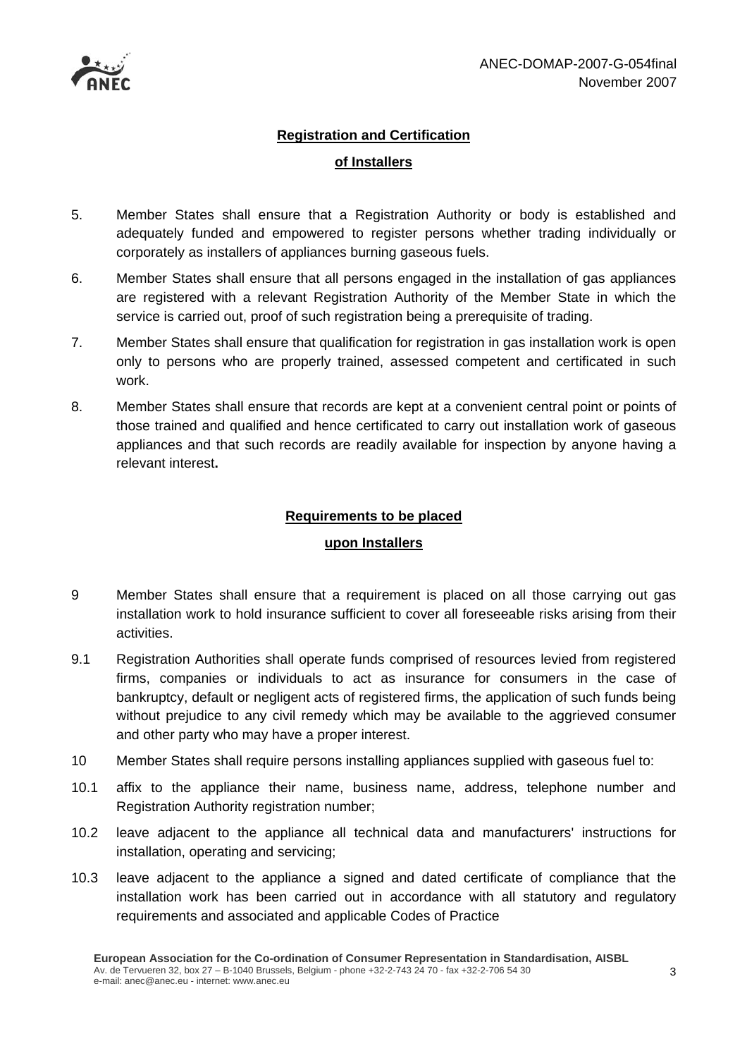## Registration and Certification of Installers

5. Member States shall ensure that a Registration Authority or body is established and adequately funded and empowered to register persons whether trading individually or corporately as installers of appliances burning gaseous fuels.

6. Member States shall ensure that all persons engaged in the installation of gas appliances are registered with a relevant Registration Authority of the Member State in which the service is carried out, proof of such registration being a prerequisite of trading.

7. Member States shall ensure that qualification for registration in gas installation work is open only to persons who are properly trained, assessed competent and certificated in such work.

8. Member States shall ensure that records are kept at a convenient central point or points of those trained and qualified and hence certificated to carry out installation work of gaseous appliances and that such records are readily available for inspection by anyone having a relevant interest**.**

## Requirements to be placed upon Installers

9 Member States shall ensure that a requirement is placed on all those carrying out gas installation work to hold insurance sufficient to cover all foreseeable risks arising from their activities.

9.1 Registration Authorities shall operate funds comprised of resources levied from registered firms, companies or individuals to act as insurance for consumers in the case of bankruptcy, default or negligent acts of registered firms, the application of such funds being without prejudice to any civil remedy which may be available to the aggrieved consumer and other party who may have a proper interest.

10 Member States shall require persons installing appliances supplied with gaseous fuel to:

10.1 affix to the appliance their name, business name, address, telephone number and Registration Authority registration number;

10.2 leave adjacent to the appliance all technical data and manufacturers' instructions for installation, operating and servicing;

10.3 leave adjacent to the appliance a signed and dated certificate of compliance that the installation work has been carried out in accordance with all statutory and regulatory requirements and associated and applicable Codes of Practice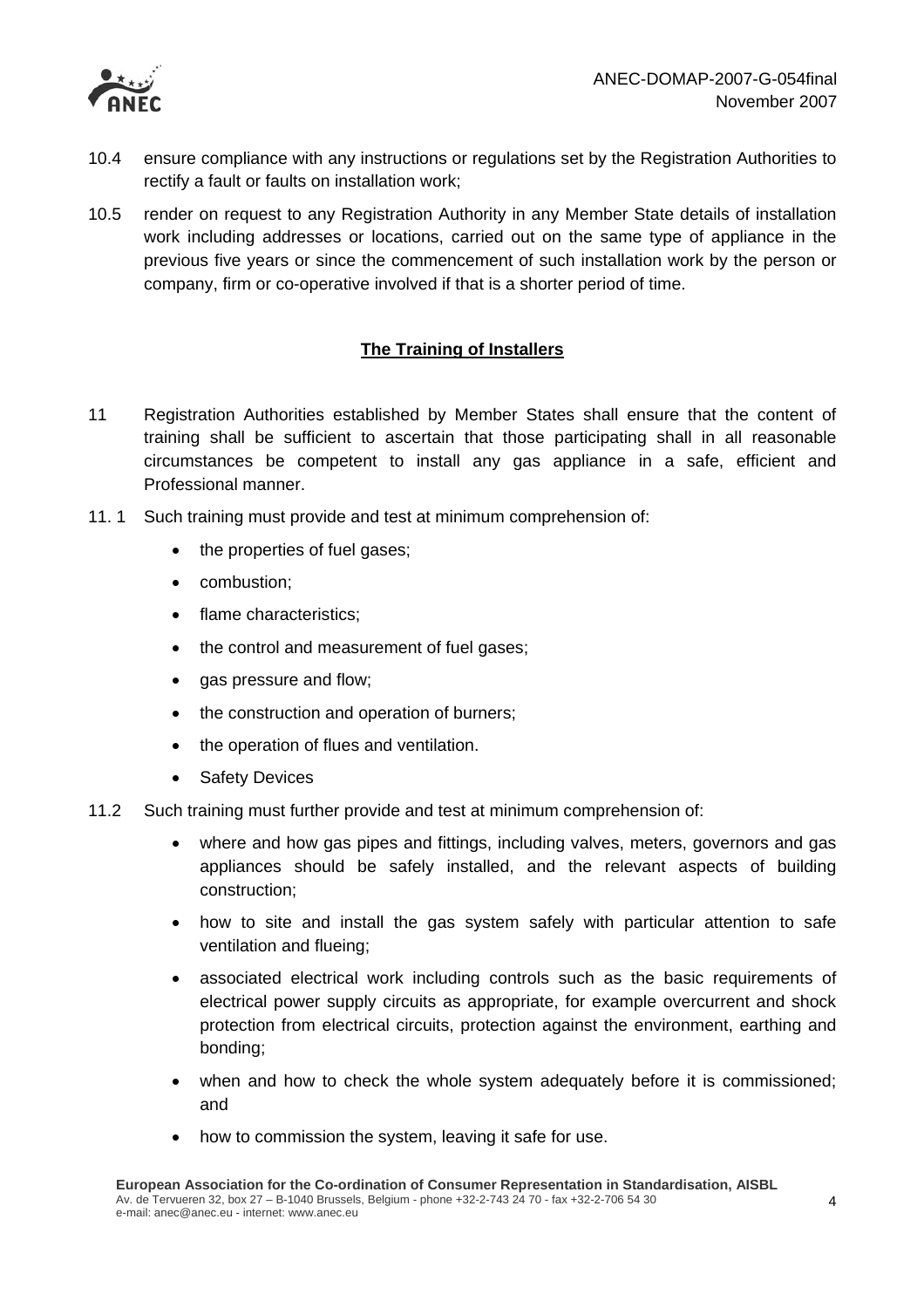10.4 ensure compliance with any instructions or regulations set by the Registration Authorities to rectify a fault or faults on installation work;

10.5 render on request to any Registration Authority in any Member State details of installation work including addresses or locations, carried out on the same type of appliance in the previous five years or since the commencement of such installation work by the person or company, firm or co-operative involved if that is a shorter period of time.

## The Training of Installers

11 Registration Authorities established by Member States shall ensure that the content of training shall be sufficient to ascertain that those participating shall in all reasonable circumstances be competent to install any gas appliance in a safe, efficient and Professional manner.

11. 1 Such training must provide and test at minimum comprehension of:

- the properties of fuel gases;
- combustion;
- flame characteristics;
- the control and measurement of fuel gases;
- gas pressure and flow;
- the construction and operation of burners;
- the operation of flues and ventilation.
- Safety Devices

11.2 Such training must further provide and test at minimum comprehension of:

- where and how gas pipes and fittings, including valves, meters, governors and gas appliances should be safely installed, and the relevant aspects of building construction;
- how to site and install the gas system safely with particular attention to safe ventilation and flueing;
- associated electrical work including controls such as the basic requirements of electrical power supply circuits as appropriate, for example overcurrent and shock protection from electrical circuits, protection against the environment, earthing and bonding;
- when and how to check the whole system adequately before it is commissioned; and
- how to commission the system, leaving it safe for use.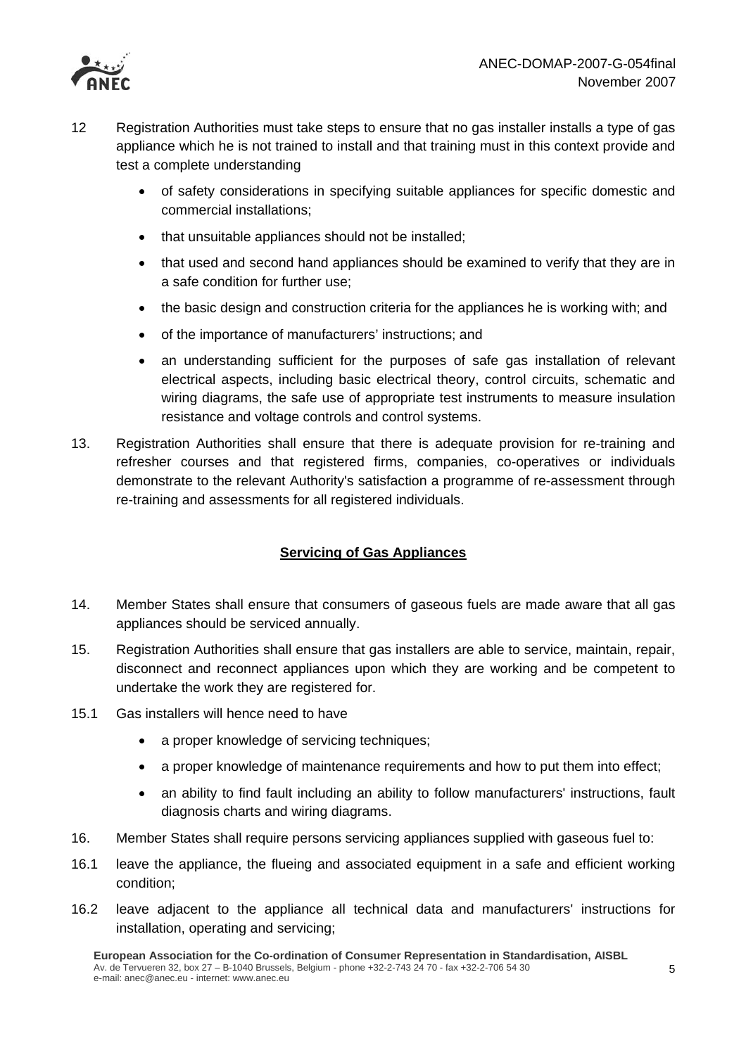12 Registration Authorities must take steps to ensure that no gas installer installs a type of gas appliance which he is not trained to install and that training must in this context provide and test a complete understanding

- of safety considerations in specifying suitable appliances for specific domestic and commercial installations;
- that unsuitable appliances should not be installed;
- that used and second hand appliances should be examined to verify that they are in a safe condition for further use;
- the basic design and construction criteria for the appliances he is working with; and
- of the importance of manufacturers' instructions; and
- an understanding sufficient for the purposes of safe gas installation of relevant electrical aspects, including basic electrical theory, control circuits, schematic and wiring diagrams, the safe use of appropriate test instruments to measure insulation resistance and voltage controls and control systems.

13. Registration Authorities shall ensure that there is adequate provision for re-training and refresher courses and that registered firms, companies, co-operatives or individuals demonstrate to the relevant Authority's satisfaction a programme of re-assessment through re-training and assessments for all registered individuals.

## Servicing of Gas Appliances

14. Member States shall ensure that consumers of gaseous fuels are made aware that all gas appliances should be serviced annually.

15. Registration Authorities shall ensure that gas installers are able to service, maintain, repair, disconnect and reconnect appliances upon which they are working and be competent to undertake the work they are registered for.

15.1 Gas installers will hence need to have

- a proper knowledge of servicing techniques;
- a proper knowledge of maintenance requirements and how to put them into effect;
- an ability to find fault including an ability to follow manufacturers' instructions, fault diagnosis charts and wiring diagrams.

16. Member States shall require persons servicing appliances supplied with gaseous fuel to:

16.1 leave the appliance, the flueing and associated equipment in a safe and efficient working condition;

16.2 leave adjacent to the appliance all technical data and manufacturers' instructions for installation, operating and servicing;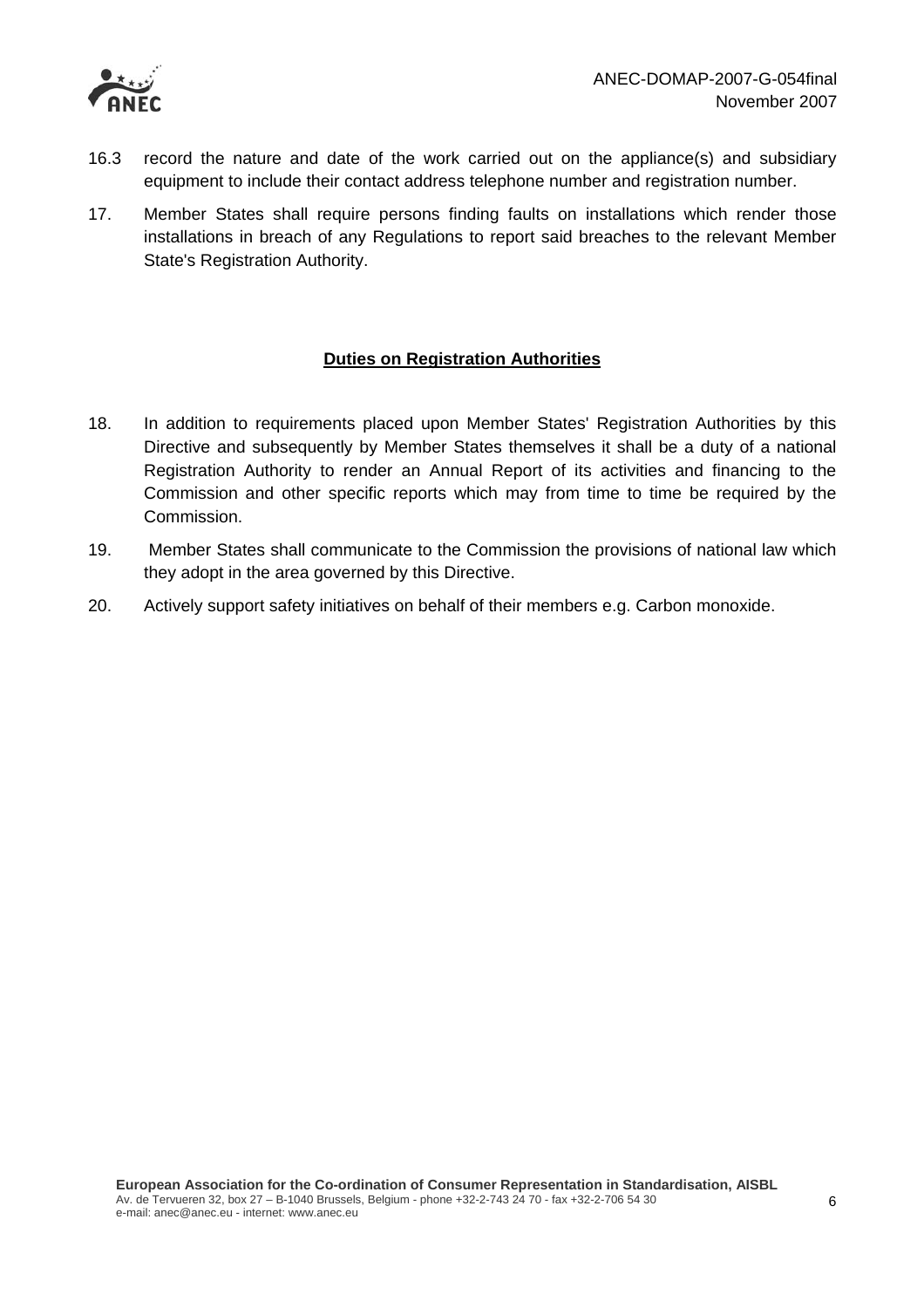16.3 record the nature and date of the work carried out on the appliance(s) and subsidiary equipment to include their contact address telephone number and registration number.

17. Member States shall require persons finding faults on installations which render those installations in breach of any Regulations to report said breaches to the relevant Member State's Registration Authority.

**Duties on Registration Authorities**

18. In addition to requirements placed upon Member States' Registration Authorities by this Directive and subsequently by Member States themselves it shall be a duty of a national Registration Authority to render an Annual Report of its activities and financing to the Commission and other specific reports which may from time to time be required by the Commission.

19. Member States shall communicate to the Commission the provisions of national law which they adopt in the area governed by this Directive.

20. Actively support safety initiatives on behalf of their members e.g. Carbon monoxide.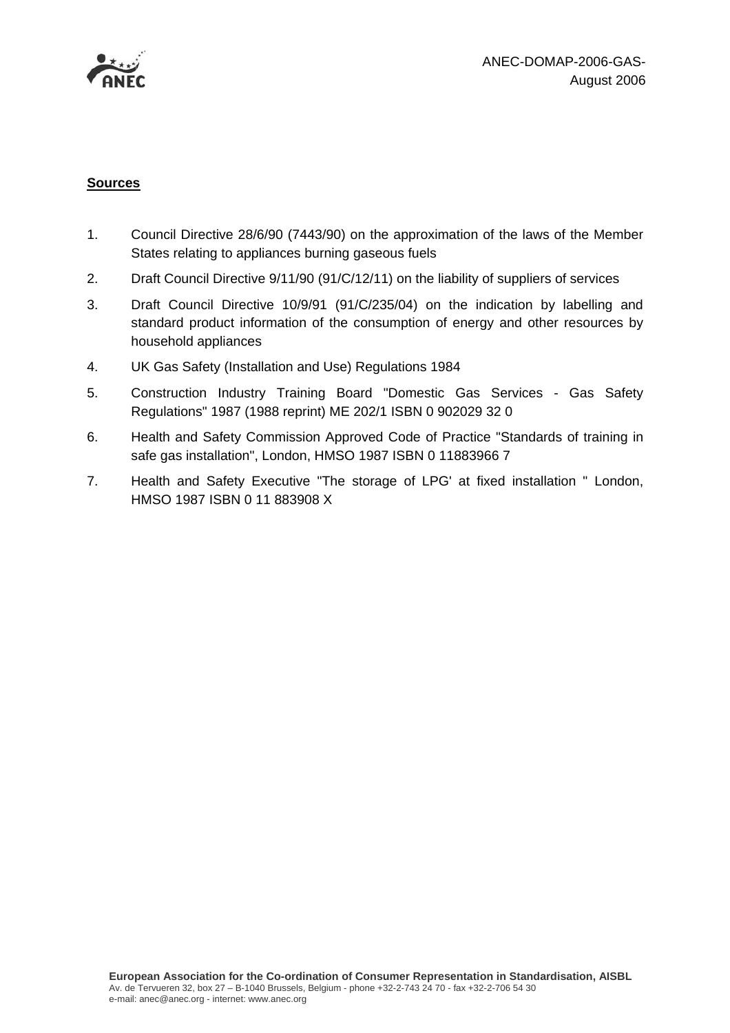**Sources**

1. Council Directive 28/6/90 (7443/90) on the approximation of the laws of the Member States relating to appliances burning gaseous fuels
2. Draft Council Directive 9/11/90 (91/C/12/11) on the liability of suppliers of services
3. Draft Council Directive 10/9/91 (91/C/235/04) on the indication by labelling and standard product information of the consumption of energy and other resources by household appliances
4. UK Gas Safety (Installation and Use) Regulations 1984
5. Construction Industry Training Board "Domestic Gas Services - Gas Safety Regulations" 1987 (1988 reprint) ME 202/1 ISBN 0 902029 32 0
6. Health and Safety Commission Approved Code of Practice "Standards of training in safe gas installation", London, HMSO 1987 ISBN 0 11883966 7
7. Health and Safety Executive "The storage of LPG' at fixed installation " London, HMSO 1987 ISBN 0 11 883908 X